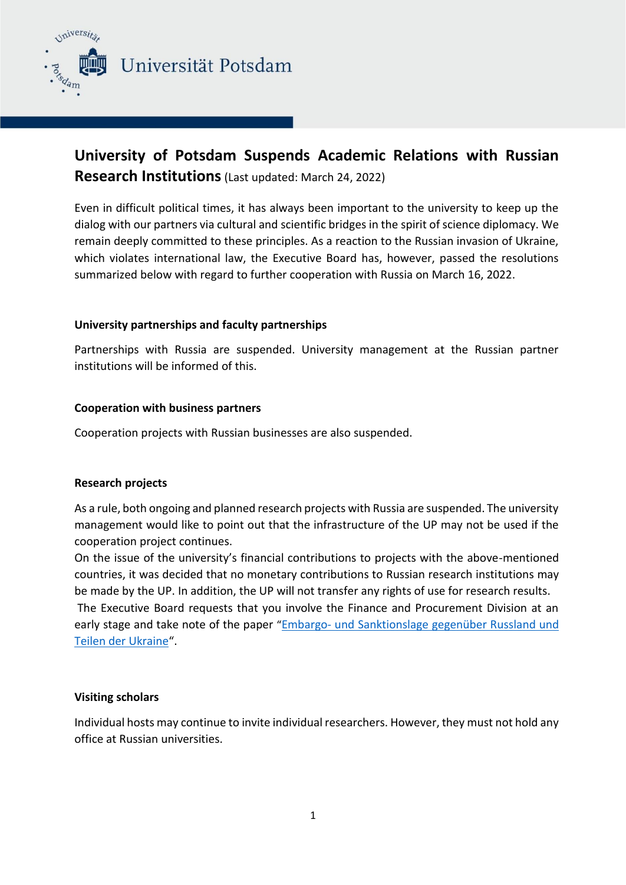# University of Potsdam Suspends Academic Relations with Russian Research Institutions (Last updated: March 24, 2022)

Even in difficult political times, it has always been important to the university to keep up the dialog with our partners via cultural and scientific bridges in the spirit of science diplomacy. We remain deeply committed to these principles. As a reaction to the Russian invasion of Ukraine, which violates international law, the Executive Board has, however, passed the resolutions summarized below with regard to further cooperation with Russia on March 16, 2022.

### University partnerships and faculty partnerships

Partnerships with Russia are suspended. University management at the Russian partner institutions will be informed of this.

### Cooperation with business partners

Cooperation projects with Russian businesses are also suspended.

### Research projects

As a rule, both ongoing and planned research projects with Russia are suspended. The university management would like to point out that the infrastructure of the UP may not be used if the cooperation project continues.

On the issue of the university's financial contributions to projects with the above-mentioned countries, it was decided that no monetary contributions to Russian research institutions may be made by the UP. In addition, the UP will not transfer any rights of use for research results.

The Executive Board requests that you involve the Finance and Procurement Division at an early stage and take note of the paper "Embargo- und Sanktionslage gegenüber Russland und Teilen der Ukraine".

### Visiting scholars

Individual hosts may continue to invite individual researchers. However, they must not hold any office at Russian universities.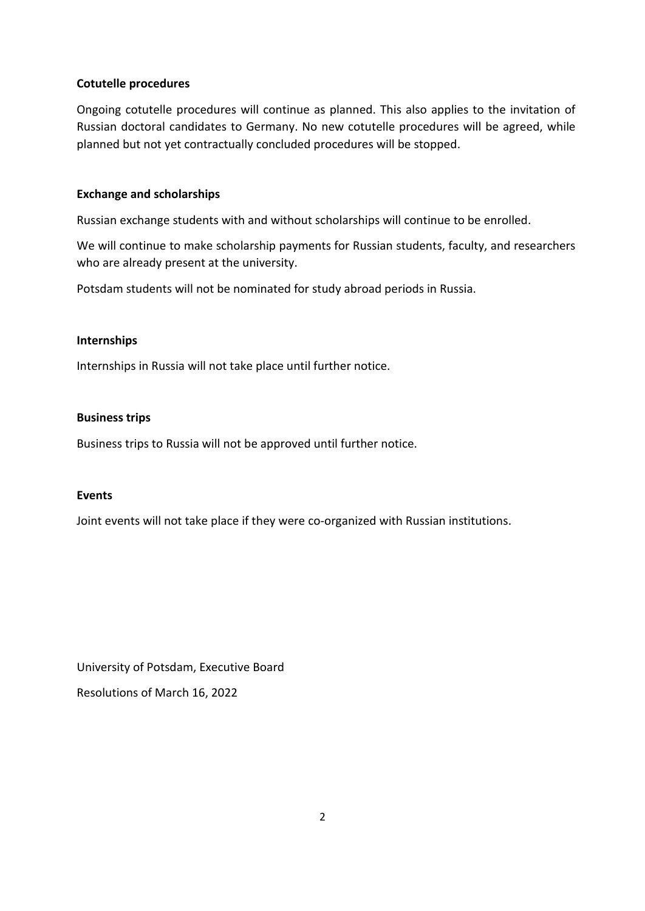**Cotutelle procedures**

Ongoing cotutelle procedures will continue as planned. This also applies to the invitation of Russian doctoral candidates to Germany. No new cotutelle procedures will be agreed, while planned but not yet contractually concluded procedures will be stopped.

**Exchange and scholarships**

Russian exchange students with and without scholarships will continue to be enrolled.

We will continue to make scholarship payments for Russian students, faculty, and researchers who are already present at the university.

Potsdam students will not be nominated for study abroad periods in Russia.

**Internships**

Internships in Russia will not take place until further notice.

**Business trips**

Business trips to Russia will not be approved until further notice.

**Events**

Joint events will not take place if they were co-organized with Russian institutions.

University of Potsdam, Executive Board

Resolutions of March 16, 2022